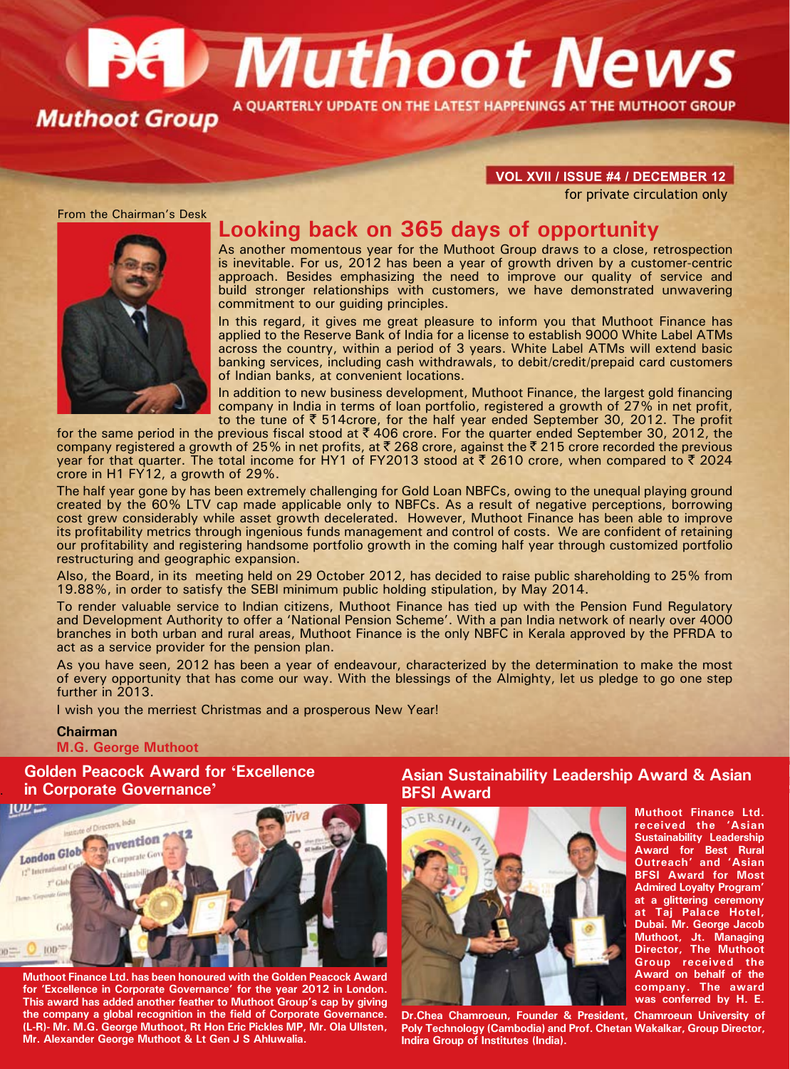# Muthoot News

**Muthoot Group**

A QUARTERLY UPDATE ON THE LATEST HAPPENINGS AT THE MUTHOOT GROUP

**VOL XVII / ISSUE #4 / DECEMBER 12**

for private circulation only

From the Chairman's Desk

## Looking back on 365 days of opportunity

As another momentous year for the Muthoot Group draws to a close, retrospection is inevitable. For us, 2012 has been a year of growth driven by a customer-centric approach. Besides emphasizing the need to improve our quality of service and build stronger relationships with customers, we have demonstrated unwavering commitment to our guiding principles.

In this regard, it gives me great pleasure to inform you that Muthoot Finance has applied to the Reserve Bank of India for a license to establish 9000 White Label ATMs across the country, within a period of 3 years. White Label ATMs will extend basic banking services, including cash withdrawals, to debit/credit/prepaid card customers of Indian banks, at convenient locations.

In addition to new business development, Muthoot Finance, the largest gold financing company in India in terms of loan portfolio, registered a growth of 27% in net profit, to the tune of ₹ 514crore, for the half year ended September 30, 2012. The profit for the same period in the previous fiscal stood at ₹ 406 crore. For the quarter ended September 30, 2012, the company registered a growth of 25% in net profits, at ₹ 268 crore, against the ₹ 215 crore recorded the previous year for that quarter. The total income for HY1 of FY2013 stood at ₹ 2610 crore, when compared to ₹ 2024 crore in H1 FY12, a growth of 29%.

The half year gone by has been extremely challenging for Gold Loan NBFCs, owing to the unequal playing ground created by the 60% LTV cap made applicable only to NBFCs. As a result of negative perceptions, borrowing cost grew considerably while asset growth decelerated. However, Muthoot Finance has been able to improve its profitability metrics through ingenious funds management and control of costs. We are confident of retaining our profitability and registering handsome portfolio growth in the coming half year through customized portfolio restructuring and geographic expansion.

Also, the Board, in its meeting held on 29 October 2012, has decided to raise public shareholding to 25% from 19.88%, in order to satisfy the SEBI minimum public holding stipulation, by May 2014.

To render valuable service to Indian citizens, Muthoot Finance has tied up with the Pension Fund Regulatory and Development Authority to offer a 'National Pension Scheme'. With a pan India network of nearly over 4000 branches in both urban and rural areas, Muthoot Finance is the only NBFC in Kerala approved by the PFRDA to act as a service provider for the pension plan.

As you have seen, 2012 has been a year of endeavour, characterized by the determination to make the most of every opportunity that has come our way. With the blessings of the Almighty, let us pledge to go one step further in 2013.

I wish you the merriest Christmas and a prosperous New Year!

**Chairman**
**M.G. George Muthoot**

## Golden Peacock Award for 'Excellence in Corporate Governance'

**Muthoot Finance Ltd. has been honoured with the Golden Peacock Award for 'Excellence in Corporate Governance' for the year 2012 in London. This award has added another feather to Muthoot Group's cap by giving the company a global recognition in the field of Corporate Governance. (L-R)- Mr. M.G. George Muthoot, Rt Hon Eric Pickles MP, Mr. Ola Ullsten, Mr. Alexander George Muthoot & Lt Gen J S Ahluwalia.**

## Asian Sustainability Leadership Award & Asian BFSI Award

**Muthoot Finance Ltd. received the 'Asian Sustainability Leadership Award for Best Rural Outreach' and 'Asian BFSI Award for Most Admired Loyalty Program' at a glittering ceremony at Taj Palace Hotel, Dubai. Mr. George Jacob Muthoot, Jt. Managing Director, The Muthoot Group received the Award on behalf of the company. The award was conferred by H. E. Dr.Chea Chamroeun, Founder & President, Chamroeun University of Poly Technology (Cambodia) and Prof. Chetan Wakalkar, Group Director, Indira Group of Institutes (India).**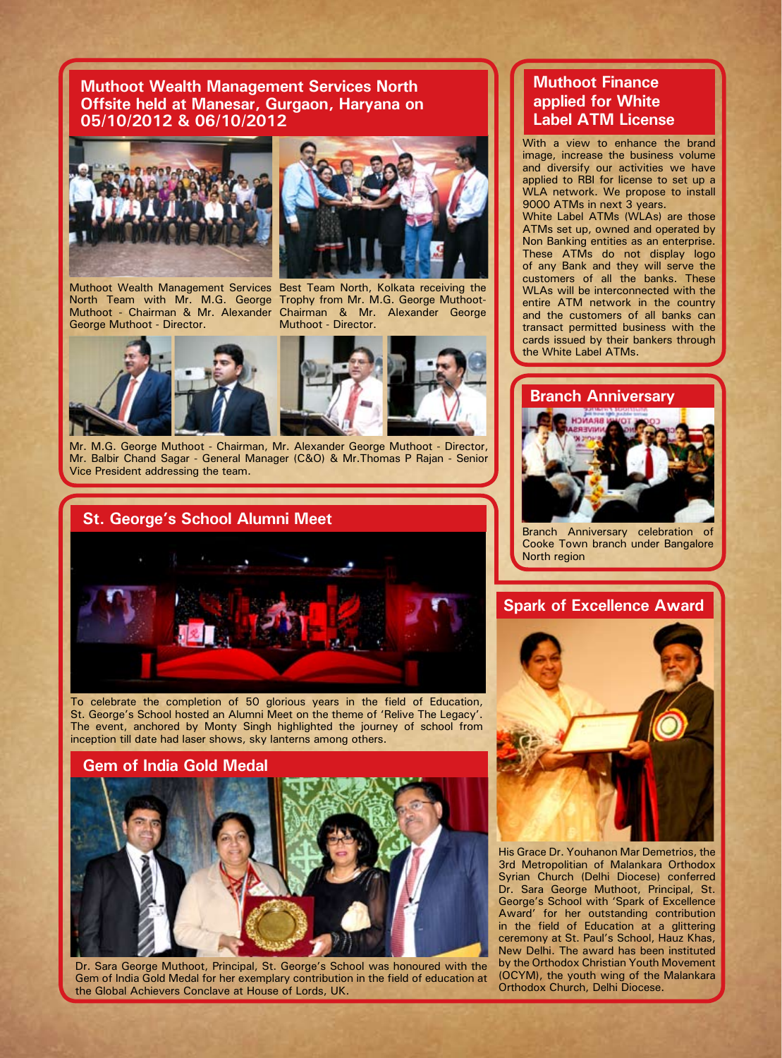## Muthoot Wealth Management Services North Offsite held at Manesar, Gurgaon, Haryana on 05/10/2012 & 06/10/2012

Muthoot Wealth Management Services North Team with Mr. M.G. George Muthoot - Chairman & Mr. Alexander George Muthoot - Director.

Best Team North, Kolkata receiving the Trophy from Mr. M.G. George Muthoot- Chairman & Mr. Alexander George Muthoot - Director.

Mr. M.G. George Muthoot - Chairman, Mr. Alexander George Muthoot - Director, Mr. Balbir Chand Sagar - General Manager (C&O) & Mr.Thomas P Rajan - Senior Vice President addressing the team.

## St. George's School Alumni Meet

To celebrate the completion of 50 glorious years in the field of Education, St. George's School hosted an Alumni Meet on the theme of 'Relive The Legacy'. The event, anchored by Monty Singh highlighted the journey of school from inception till date had laser shows, sky lanterns among others.

## Gem of India Gold Medal

Dr. Sara George Muthoot, Principal, St. George's School was honoured with the Gem of India Gold Medal for her exemplary contribution in the field of education at the Global Achievers Conclave at House of Lords, UK.

## Muthoot Finance applied for White Label ATM License

With a view to enhance the brand image, increase the business volume and diversify our activities we have applied to RBI for license to set up a WLA network. We propose to install 9000 ATMs in next 3 years.

White Label ATMs (WLAs) are those ATMs set up, owned and operated by Non Banking entities as an enterprise. These ATMs do not display logo of any Bank and they will serve the customers of all the banks. These WLAs will be interconnected with the entire ATM network in the country and the customers of all banks can transact permitted business with the cards issued by their bankers through the White Label ATMs.

## Branch Anniversary

Branch Anniversary celebration of Cooke Town branch under Bangalore North region

## Spark of Excellence Award

His Grace Dr. Youhanon Mar Demetrios, the 3rd Metropolitian of Malankara Orthodox Syrian Church (Delhi Diocese) conferred Dr. Sara George Muthoot, Principal, St. George's School with 'Spark of Excellence Award' for her outstanding contribution in the field of Education at a glittering ceremony at St. Paul's School, Hauz Khas, New Delhi. The award has been instituted by the Orthodox Christian Youth Movement (OCYM), the youth wing of the Malankara Orthodox Church, Delhi Diocese.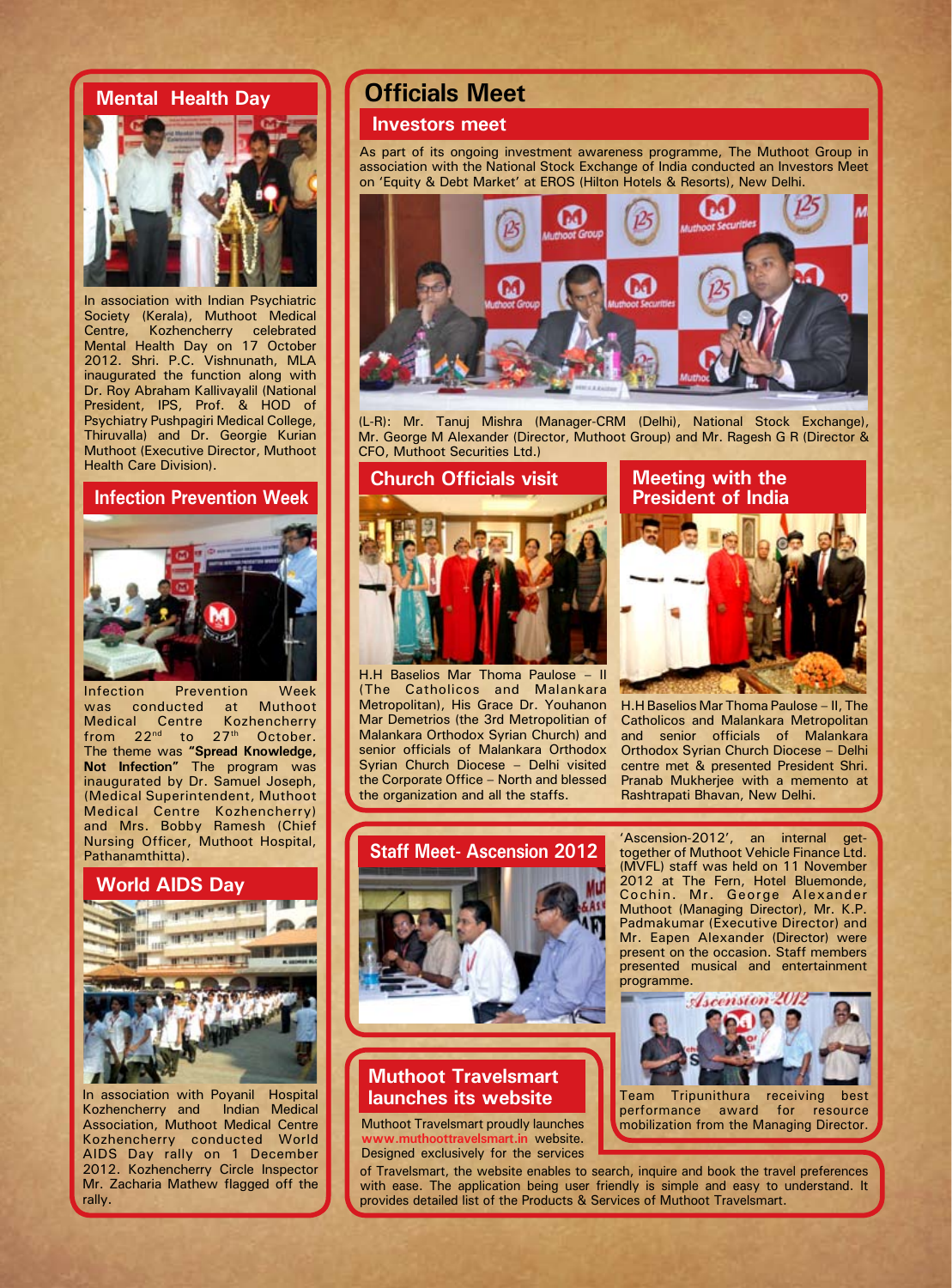## Mental Health Day

In association with Indian Psychiatric Society (Kerala), Muthoot Medical Centre, Kozhencherry celebrated Mental Health Day on 17 October 2012. Shri. P.C. Vishnunath, MLA inaugurated the function along with Dr. Roy Abraham Kallivayalil (National President, IPS, Prof. & HOD of Psychiatry Pushpagiri Medical College, Thiruvalla) and Dr. Georgie Kurian Muthoot (Executive Director, Muthoot Health Care Division).

## Infection Prevention Week

Infection Prevention Week was conducted at Muthoot Medical Centre Kozhencherry from 22nd to 27th October. The theme was **"Spread Knowledge, Not Infection"** The program was inaugurated by Dr. Samuel Joseph, (Medical Superintendent, Muthoot Medical Centre Kozhencherry) and Mrs. Bobby Ramesh (Chief Nursing Officer, Muthoot Hospital, Pathanamthitta).

## World AIDS Day

In association with Poyanil Hospital Kozhencherry and Indian Medical Association, Muthoot Medical Centre Kozhencherry conducted World AIDS Day rally on 1 December 2012. Kozhencherry Circle Inspector Mr. Zacharia Mathew flagged off the rally.

# Officials Meet

## Investors meet

As part of its ongoing investment awareness programme, The Muthoot Group in association with the National Stock Exchange of India conducted an Investors Meet on 'Equity & Debt Market' at EROS (Hilton Hotels & Resorts), New Delhi.

(L-R): Mr. Tanuj Mishra (Manager-CRM (Delhi), National Stock Exchange), Mr. George M Alexander (Director, Muthoot Group) and Mr. Ragesh G R (Director & CFO, Muthoot Securities Ltd.)

## Church Officials visit

H.H Baselios Mar Thoma Paulose – II (The Catholicos and Malankara Metropolitan), His Grace Dr. Youhanon Mar Demetrios (the 3rd Metropolitian of Malankara Orthodox Syrian Church) and senior officials of Malankara Orthodox Syrian Church Diocese – Delhi visited the Corporate Office – North and blessed the organization and all the staffs.

## Meeting with the President of India

H.H Baselios Mar Thoma Paulose – II, The Catholicos and Malankara Metropolitan and senior officials of Malankara Orthodox Syrian Church Diocese – Delhi centre met & presented President Shri. Pranab Mukherjee with a memento at Rashtrapati Bhavan, New Delhi.

## Staff Meet- Ascension 2012

'Ascension-2012', an internal get-together of Muthoot Vehicle Finance Ltd. (MVFL) staff was held on 11 November 2012 at The Fern, Hotel Bluemonde, Cochin. Mr. George Alexander Muthoot (Managing Director), Mr. K.P. Padmakumar (Executive Director) and Mr. Eapen Alexander (Director) were present on the occasion. Staff members presented musical and entertainment programme.

Team Tripunithura receiving best performance award for resource mobilization from the Managing Director.

## Muthoot Travelsmart launches its website

Muthoot Travelsmart proudly launches **www.muthoottravelsmart.in** website. Designed exclusively for the services of Travelsmart, the website enables to search, inquire and book the travel preferences with ease. The application being user friendly is simple and easy to understand. It provides detailed list of the Products & Services of Muthoot Travelsmart.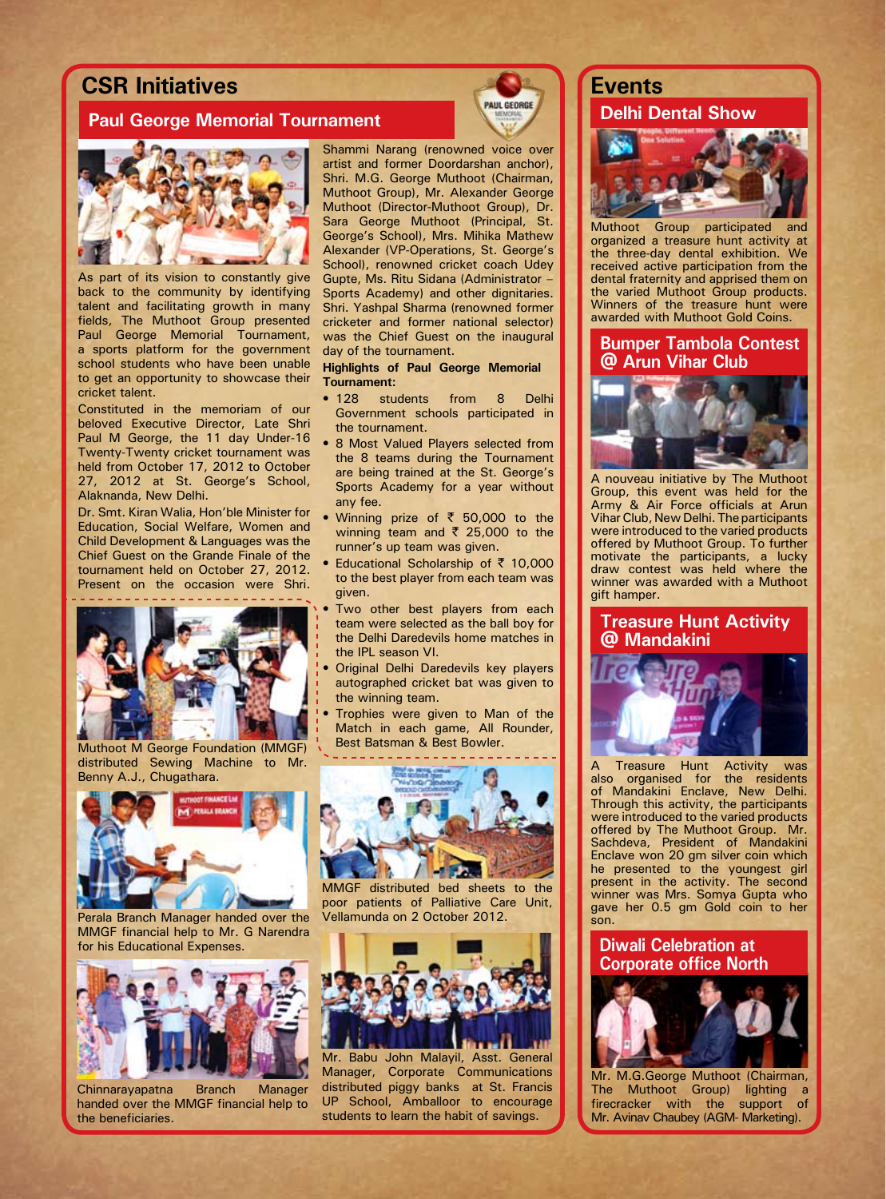# CSR Initiatives

## Paul George Memorial Tournament

As part of its vision to constantly give back to the community by identifying talent and facilitating growth in many fields, The Muthoot Group presented Paul George Memorial Tournament, a sports platform for the government school students who have been unable to get an opportunity to showcase their cricket talent.

Constituted in the memoriam of our beloved Executive Director, Late Shri Paul M George, the 11 day Under-16 Twenty-Twenty cricket tournament was held from October 17, 2012 to October 27, 2012 at St. George's School, Alaknanda, New Delhi.

Dr. Smt. Kiran Walia, Hon'ble Minister for Education, Social Welfare, Women and Child Development & Languages was the Chief Guest on the Grande Finale of the tournament held on October 27, 2012. Present on the occasion were Shri. Shammi Narang (renowned voice over artist and former Doordarshan anchor), Shri. M.G. George Muthoot (Chairman, Muthoot Group), Mr. Alexander George Muthoot (Director-Muthoot Group), Dr. Sara George Muthoot (Principal, St. George's School), Mrs. Mihika Mathew Alexander (VP-Operations, St. George's School), renowned cricket coach Udey Gupte, Ms. Ritu Sidana (Administrator – Sports Academy) and other dignitaries. Shri. Yashpal Sharma (renowned former cricketer and former national selector) was the Chief Guest on the inaugural day of the tournament.

**Highlights of Paul George Memorial Tournament:**

- 128 students from 8 Delhi Government schools participated in the tournament.
- 8 Most Valued Players selected from the 8 teams during the Tournament are being trained at the St. George's Sports Academy for a year without any fee.
- Winning prize of ₹ 50,000 to the winning team and ₹ 25,000 to the runner's up team was given.
- Educational Scholarship of ₹ 10,000 to the best player from each team was given.
- Two other best players from each team were selected as the ball boy for the Delhi Daredevils home matches in the IPL season VI.
- Original Delhi Daredevils key players autographed cricket bat was given to the winning team.
- Trophies were given to Man of the Match in each game, All Rounder, Best Batsman & Best Bowler.

Muthoot M George Foundation (MMGF) distributed Sewing Machine to Mr. Benny A.J., Chugathara.

Perala Branch Manager handed over the MMGF financial help to Mr. G Narendra for his Educational Expenses.

Chinnarayapatna Branch Manager handed over the MMGF financial help to the beneficiaries.

MMGF distributed bed sheets to the poor patients of Palliative Care Unit, Vellamunda on 2 October 2012.

Mr. Babu John Malayil, Asst. General Manager, Corporate Communications distributed piggy banks at St. Francis UP School, Amballoor to encourage students to learn the habit of savings.

# Events

## Delhi Dental Show

Muthoot Group participated and organized a treasure hunt activity at the three-day dental exhibition. We received active participation from the dental fraternity and apprised them on the varied Muthoot Group products. Winners of the treasure hunt were awarded with Muthoot Gold Coins.

## Bumper Tambola Contest @ Arun Vihar Club

A nouveau initiative by The Muthoot Group, this event was held for the Army & Air Force officials at Arun Vihar Club, New Delhi. The participants were introduced to the varied products offered by Muthoot Group. To further motivate the participants, a lucky draw contest was held where the winner was awarded with a Muthoot gift hamper.

## Treasure Hunt Activity @ Mandakini

A Treasure Hunt Activity was also organised for the residents of Mandakini Enclave, New Delhi. Through this activity, the participants were introduced to the varied products offered by The Muthoot Group. Mr. Sachdeva, President of Mandakini Enclave won 20 gm silver coin which he presented to the youngest girl present in the activity. The second winner was Mrs. Somya Gupta who gave her 0.5 gm Gold coin to her son.

## Diwali Celebration at Corporate office North

Mr. M.G.George Muthoot (Chairman, The Muthoot Group) lighting a firecracker with the support of Mr. Avinav Chaubey (AGM- Marketing).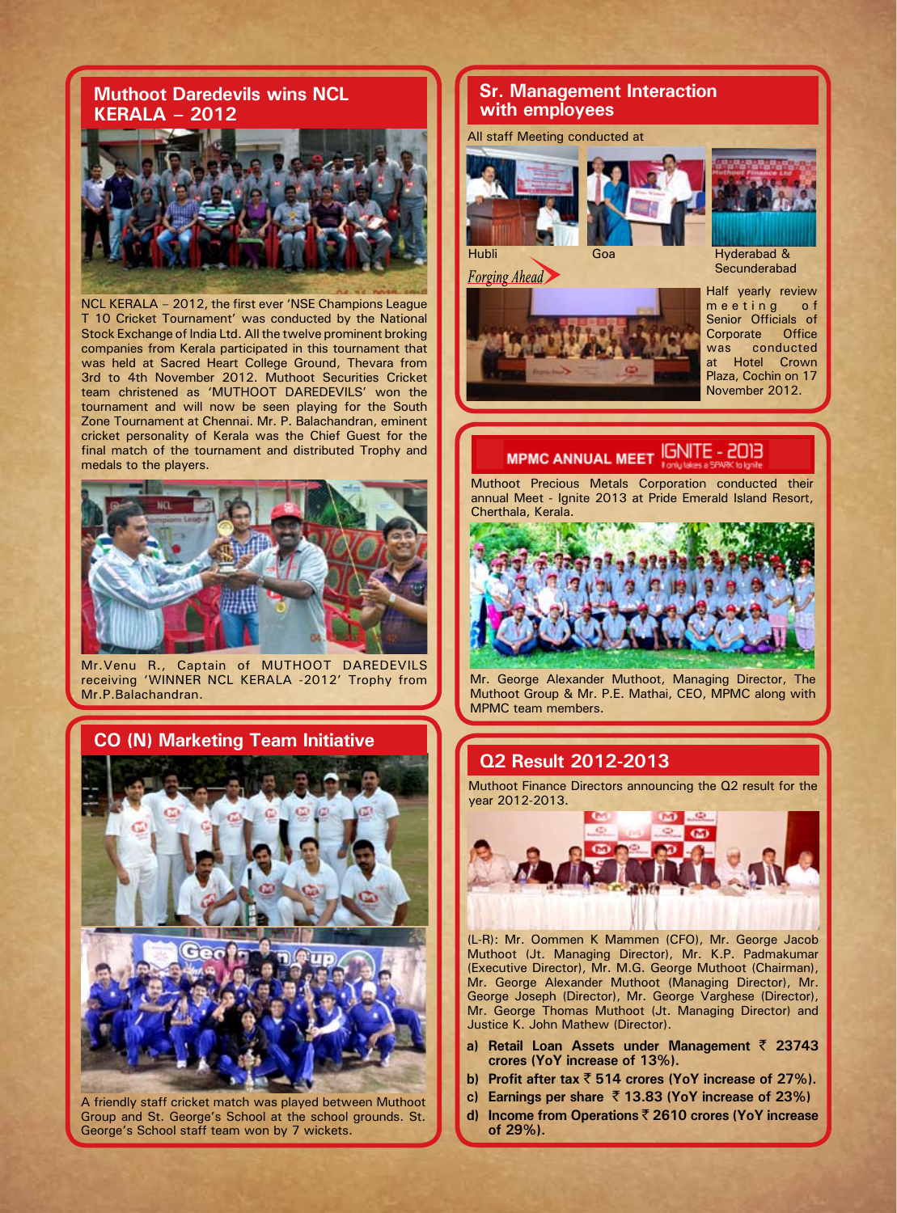## Muthoot Daredevils wins NCL KERALA – 2012

NCL KERALA – 2012, the first ever 'NSE Champions League T 10 Cricket Tournament' was conducted by the National Stock Exchange of India Ltd. All the twelve prominent broking companies from Kerala participated in this tournament that was held at Sacred Heart College Ground, Thevara from 3rd to 4th November 2012. Muthoot Securities Cricket team christened as 'MUTHOOT DAREDEVILS' won the tournament and will now be seen playing for the South Zone Tournament at Chennai. Mr. P. Balachandran, eminent cricket personality of Kerala was the Chief Guest for the final match of the tournament and distributed Trophy and medals to the players.

Mr.Venu R., Captain of MUTHOOT DAREDEVILS receiving 'WINNER NCL KERALA -2012' Trophy from Mr.P.Balachandran.

## CO (N) Marketing Team Initiative

A friendly staff cricket match was played between Muthoot Group and St. George's School at the school grounds. St. George's School staff team won by 7 wickets.

## Sr. Management Interaction with employees

All staff Meeting conducted at

Hubli

Goa

Hyderabad & Secunderabad

*Forging Ahead*

Half yearly review meeting of Senior Officials of Corporate Office was conducted at Hotel Crown Plaza, Cochin on 17 November 2012.

## MPMC ANNUAL MEET IGNITE - 2013

It only takes a SPARK to ignite

Muthoot Precious Metals Corporation conducted their annual Meet - Ignite 2013 at Pride Emerald Island Resort, Cherthala, Kerala.

Mr. George Alexander Muthoot, Managing Director, The Muthoot Group & Mr. P.E. Mathai, CEO, MPMC along with MPMC team members.

## Q2 Result 2012-2013

Muthoot Finance Directors announcing the Q2 result for the year 2012-2013.

(L-R): Mr. Oommen K Mammen (CFO), Mr. George Jacob Muthoot (Jt. Managing Director), Mr. K.P. Padmakumar (Executive Director), Mr. M.G. George Muthoot (Chairman), Mr. George Alexander Muthoot (Managing Director), Mr. George Joseph (Director), Mr. George Varghese (Director), Mr. George Thomas Muthoot (Jt. Managing Director) and Justice K. John Mathew (Director).

a) **Retail Loan Assets under Management ₹ 23743 crores (YoY increase of 13%).**
b) **Profit after tax ₹ 514 crores (YoY increase of 27%).**
c) **Earnings per share ₹ 13.83 (YoY increase of 23%)**
d) **Income from Operations ₹ 2610 crores (YoY increase of 29%).**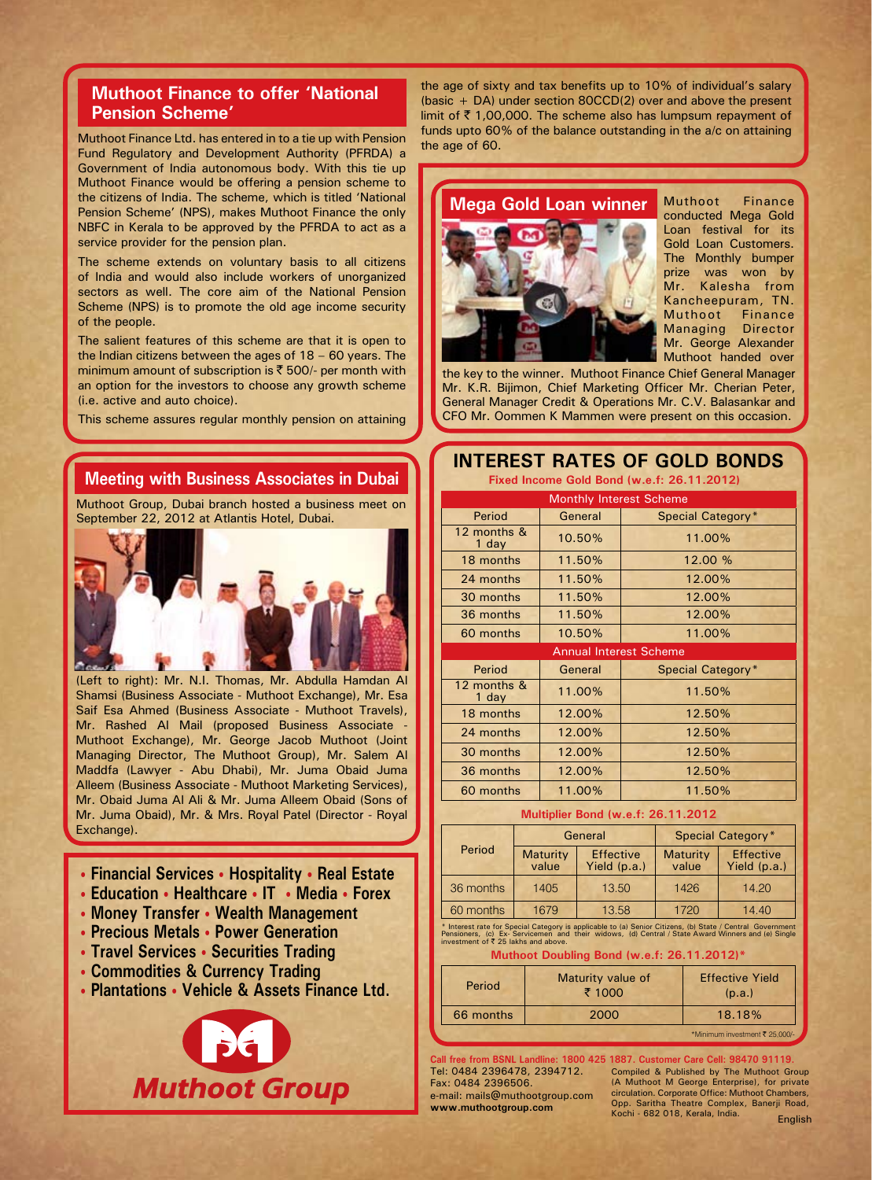## Muthoot Finance to offer 'National Pension Scheme'

Muthoot Finance Ltd. has entered in to a tie up with Pension Fund Regulatory and Development Authority (PFRDA) a Government of India autonomous body. With this tie up Muthoot Finance would be offering a pension scheme to the citizens of India. The scheme, which is titled 'National Pension Scheme' (NPS), makes Muthoot Finance the only NBFC in Kerala to be approved by the PFRDA to act as a service provider for the pension plan.

The scheme extends on voluntary basis to all citizens of India and would also include workers of unorganized sectors as well. The core aim of the National Pension Scheme (NPS) is to promote the old age income security of the people.

The salient features of this scheme are that it is open to the Indian citizens between the ages of 18 – 60 years. The minimum amount of subscription is ₹ 500/- per month with an option for the investors to choose any growth scheme (i.e. active and auto choice).

This scheme assures regular monthly pension on attaining the age of sixty and tax benefits up to 10% of individual's salary (basic + DA) under section 80CCD(2) over and above the present limit of ₹ 1,00,000. The scheme also has lumpsum repayment of funds upto 60% of the balance outstanding in the a/c on attaining the age of 60.

## Mega Gold Loan winner

Muthoot Finance conducted Mega Gold Loan festival for its Gold Loan Customers. The Monthly bumper prize was won by Mr. Kalesha from Kancheepuram, TN. Muthoot Finance Managing Director Mr. George Alexander Muthoot handed over the key to the winner. Muthoot Finance Chief General Manager Mr. K.R. Bijimon, Chief Marketing Officer Mr. Cherian Peter, General Manager Credit & Operations Mr. C.V. Balasankar and CFO Mr. Oommen K Mammen were present on this occasion.

## Meeting with Business Associates in Dubai

Muthoot Group, Dubai branch hosted a business meet on September 22, 2012 at Atlantis Hotel, Dubai.

(Left to right): Mr. N.I. Thomas, Mr. Abdulla Hamdan Al Shamsi (Business Associate - Muthoot Exchange), Mr. Esa Saif Esa Ahmed (Business Associate - Muthoot Travels), Mr. Rashed Al Mail (proposed Business Associate - Muthoot Exchange), Mr. George Jacob Muthoot (Joint Managing Director, The Muthoot Group), Mr. Salem Al Maddfa (Lawyer - Abu Dhabi), Mr. Juma Obaid Juma Alleem (Business Associate - Muthoot Marketing Services), Mr. Obaid Juma Al Ali & Mr. Juma Alleem Obaid (Sons of Mr. Juma Obaid), Mr. & Mrs. Royal Patel (Director - Royal Exchange).

- Financial Services • Hospitality • Real Estate
- Education • Healthcare • IT • Media • Forex
- Money Transfer • Wealth Management
- Precious Metals • Power Generation
- Travel Services • Securities Trading
- Commodities & Currency Trading
- Plantations • Vehicle & Assets Finance Ltd.

Muthoot Group

## INTEREST RATES OF GOLD BONDS

**Fixed Income Gold Bond (w.e.f: 26.11.2012)**

| Period | General | Special Category* |
|---|---|---|
| **Monthly Interest Scheme** | | |
| 12 months & 1 day | 10.50% | 11.00% |
| 18 months | 11.50% | 12.00 % |
| 24 months | 11.50% | 12.00% |
| 30 months | 11.50% | 12.00% |
| 36 months | 11.50% | 12.00% |
| 60 months | 10.50% | 11.00% |
| **Annual Interest Scheme** | | |
| 12 months & 1 day | 11.00% | 11.50% |
| 18 months | 12.00% | 12.50% |
| 24 months | 12.00% | 12.50% |
| 30 months | 12.00% | 12.50% |
| 36 months | 12.00% | 12.50% |
| 60 months | 11.00% | 11.50% |

**Multiplier Bond (w.e.f: 26.11.2012**

| Period | General | | Special Category* | |
|---|---|---|---|---|
| | Maturity value | Effective Yield (p.a.) | Maturity value | Effective Yield (p.a.) |
| 36 months | 1405 | 13.50 | 1426 | 14.20 |
| 60 months | 1679 | 13.58 | 1720 | 14.40 |

\* Interest rate for Special Category is applicable to (a) Senior Citizens, (b) State / Central Government Pensioners, (c) Ex- Servicemen and their widows, (d) Central / State Award Winners and (e) Single investment of ₹ 25 lakhs and above.

**Muthoot Doubling Bond (w.e.f: 26.11.2012)***

| Period | Maturity value of ₹ 1000 | Effective Yield (p.a.) |
|---|---|---|
| 66 months | 2000 | 18.18% |

*Minimum investment ₹ 25,000/-

**Call free from BSNL Landline: 1800 425 1887. Customer Care Cell: 98470 91119.**
Tel: 0484 2396478, 2394712.
Fax: 0484 2396506.
e-mail: mails@muthootgroup.com
**www.muthootgroup.com**

Compiled & Published by The Muthoot Group (A Muthoot M George Enterprise), for private circulation. Corporate Office: Muthoot Chambers, Opp. Saritha Theatre Complex, Banerji Road, Kochi - 682 018, Kerala, India.

English